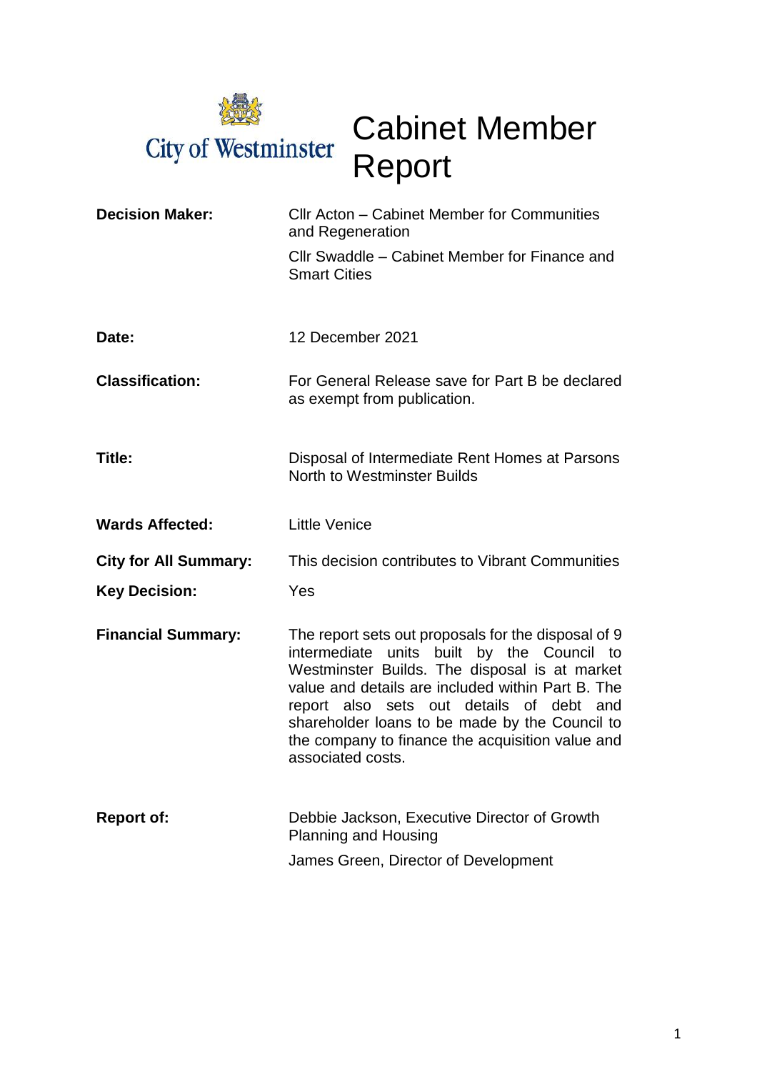City of Westminster

# Cabinet Member Report

| | |
|---|---|
| **Decision Maker:** | Cllr Acton – Cabinet Member for Communities and Regeneration<br>Cllr Swaddle – Cabinet Member for Finance and Smart Cities |
| **Date:** | 12 December 2021 |
| **Classification:** | For General Release save for Part B be declared as exempt from publication. |
| **Title:** | Disposal of Intermediate Rent Homes at Parsons North to Westminster Builds |
| **Wards Affected:** | Little Venice |
| **City for All Summary:** | This decision contributes to Vibrant Communities |
| **Key Decision:** | Yes |
| **Financial Summary:** | The report sets out proposals for the disposal of 9 intermediate units built by the Council to Westminster Builds. The disposal is at market value and details are included within Part B. The report also sets out details of debt and shareholder loans to be made by the Council to the company to finance the acquisition value and associated costs. |
| **Report of:** | Debbie Jackson, Executive Director of Growth Planning and Housing<br>James Green, Director of Development |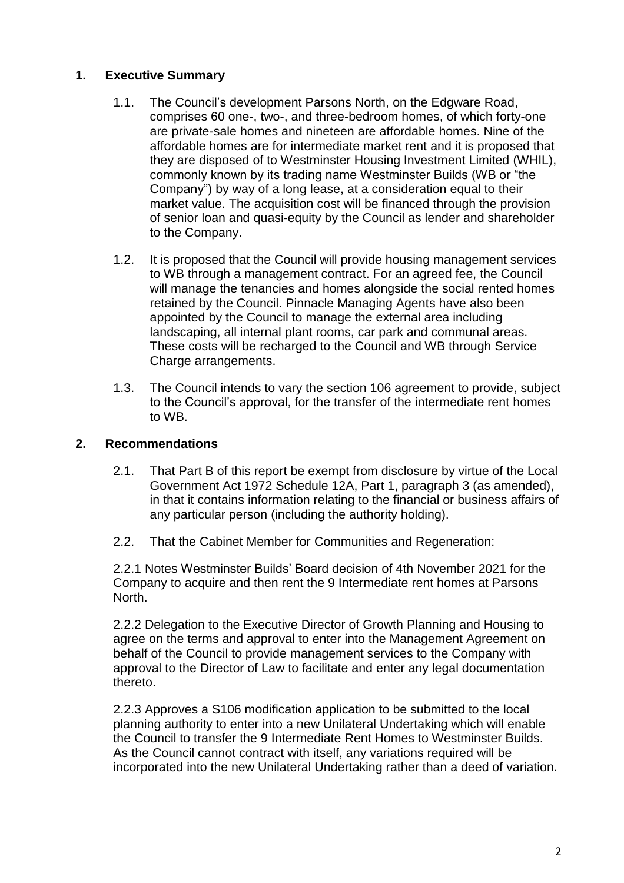## 1. Executive Summary

1.1. The Council's development Parsons North, on the Edgware Road, comprises 60 one-, two-, and three-bedroom homes, of which forty-one are private-sale homes and nineteen are affordable homes. Nine of the affordable homes are for intermediate market rent and it is proposed that they are disposed of to Westminster Housing Investment Limited (WHIL), commonly known by its trading name Westminster Builds (WB or "the Company") by way of a long lease, at a consideration equal to their market value. The acquisition cost will be financed through the provision of senior loan and quasi-equity by the Council as lender and shareholder to the Company.

1.2. It is proposed that the Council will provide housing management services to WB through a management contract. For an agreed fee, the Council will manage the tenancies and homes alongside the social rented homes retained by the Council. Pinnacle Managing Agents have also been appointed by the Council to manage the external area including landscaping, all internal plant rooms, car park and communal areas. These costs will be recharged to the Council and WB through Service Charge arrangements.

1.3. The Council intends to vary the section 106 agreement to provide, subject to the Council's approval, for the transfer of the intermediate rent homes to WB.

## 2. Recommendations

2.1. That Part B of this report be exempt from disclosure by virtue of the Local Government Act 1972 Schedule 12A, Part 1, paragraph 3 (as amended), in that it contains information relating to the financial or business affairs of any particular person (including the authority holding).

2.2. That the Cabinet Member for Communities and Regeneration:

2.2.1 Notes Westminster Builds' Board decision of 4th November 2021 for the Company to acquire and then rent the 9 Intermediate rent homes at Parsons North.

2.2.2 Delegation to the Executive Director of Growth Planning and Housing to agree on the terms and approval to enter into the Management Agreement on behalf of the Council to provide management services to the Company with approval to the Director of Law to facilitate and enter any legal documentation thereto.

2.2.3 Approves a S106 modification application to be submitted to the local planning authority to enter into a new Unilateral Undertaking which will enable the Council to transfer the 9 Intermediate Rent Homes to Westminster Builds. As the Council cannot contract with itself, any variations required will be incorporated into the new Unilateral Undertaking rather than a deed of variation.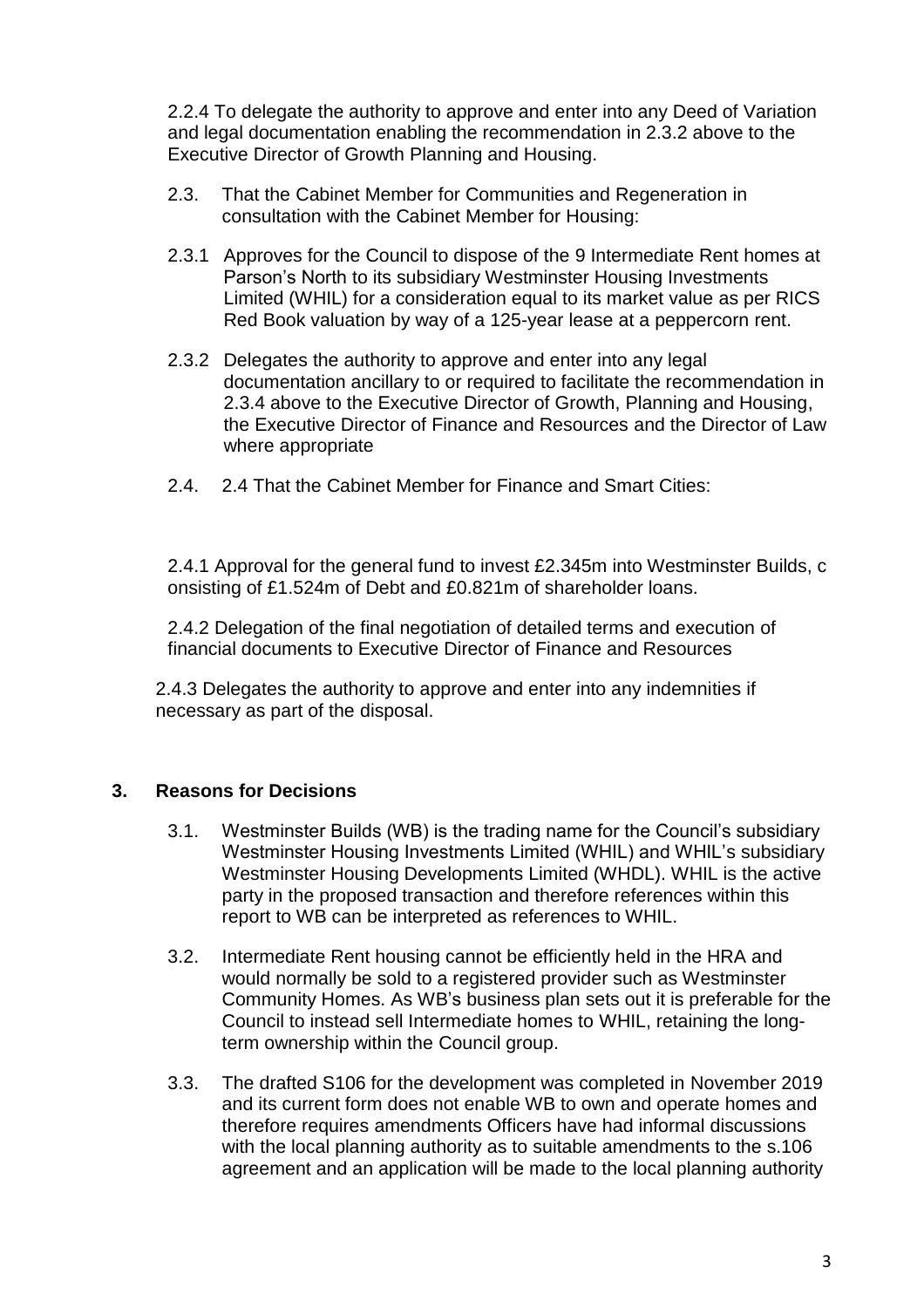2.2.4 To delegate the authority to approve and enter into any Deed of Variation and legal documentation enabling the recommendation in 2.3.2 above to the Executive Director of Growth Planning and Housing.

2.3. That the Cabinet Member for Communities and Regeneration in consultation with the Cabinet Member for Housing:

2.3.1 Approves for the Council to dispose of the 9 Intermediate Rent homes at Parson's North to its subsidiary Westminster Housing Investments Limited (WHIL) for a consideration equal to its market value as per RICS Red Book valuation by way of a 125-year lease at a peppercorn rent.

2.3.2 Delegates the authority to approve and enter into any legal documentation ancillary to or required to facilitate the recommendation in 2.3.4 above to the Executive Director of Growth, Planning and Housing, the Executive Director of Finance and Resources and the Director of Law where appropriate

2.4. 2.4 That the Cabinet Member for Finance and Smart Cities:

2.4.1 Approval for the general fund to invest £2.345m into Westminster Builds, c onsisting of £1.524m of Debt and £0.821m of shareholder loans.

2.4.2 Delegation of the final negotiation of detailed terms and execution of financial documents to Executive Director of Finance and Resources

2.4.3 Delegates the authority to approve and enter into any indemnities if necessary as part of the disposal.

## 3. Reasons for Decisions

3.1. Westminster Builds (WB) is the trading name for the Council's subsidiary Westminster Housing Investments Limited (WHIL) and WHIL's subsidiary Westminster Housing Developments Limited (WHDL). WHIL is the active party in the proposed transaction and therefore references within this report to WB can be interpreted as references to WHIL.

3.2. Intermediate Rent housing cannot be efficiently held in the HRA and would normally be sold to a registered provider such as Westminster Community Homes. As WB's business plan sets out it is preferable for the Council to instead sell Intermediate homes to WHIL, retaining the long-term ownership within the Council group.

3.3. The drafted S106 for the development was completed in November 2019 and its current form does not enable WB to own and operate homes and therefore requires amendments Officers have had informal discussions with the local planning authority as to suitable amendments to the s.106 agreement and an application will be made to the local planning authority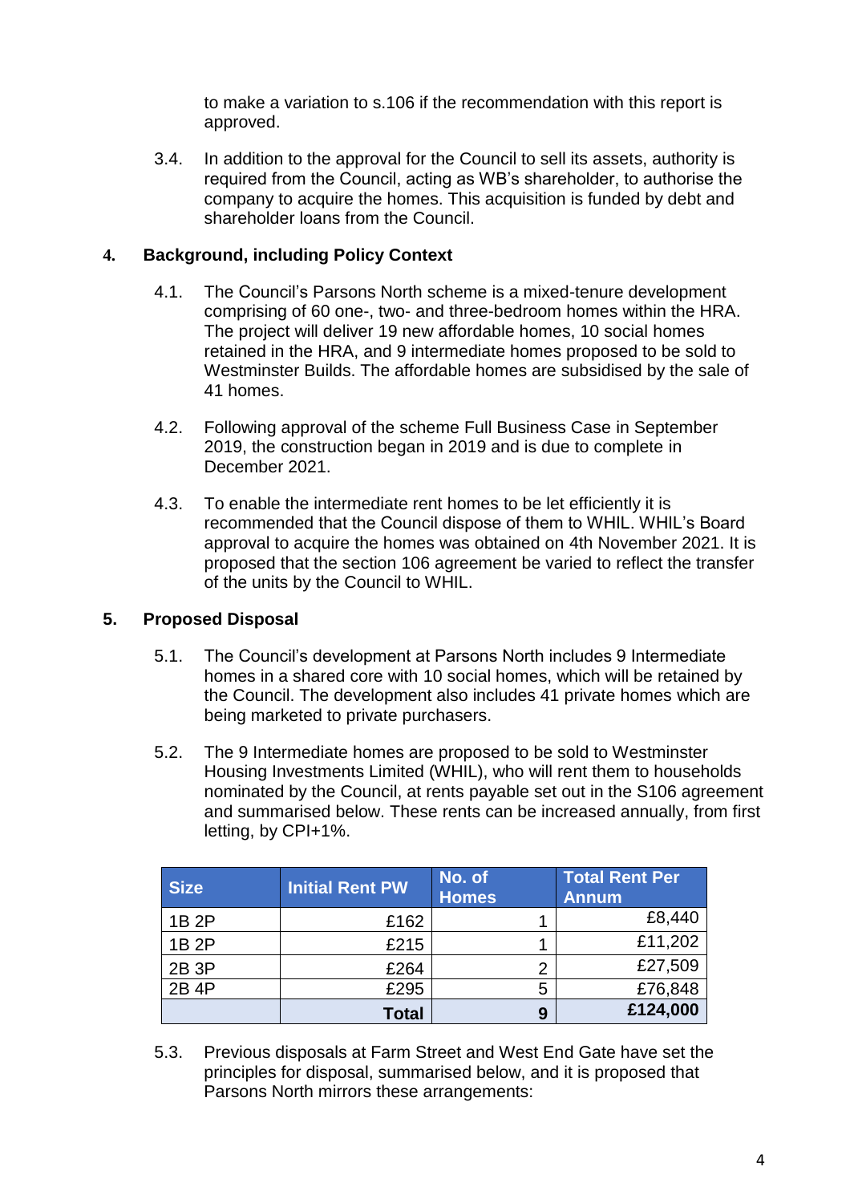to make a variation to s.106 if the recommendation with this report is approved.

3.4. In addition to the approval for the Council to sell its assets, authority is required from the Council, acting as WB's shareholder, to authorise the company to acquire the homes. This acquisition is funded by debt and shareholder loans from the Council.

## 4. Background, including Policy Context

4.1. The Council's Parsons North scheme is a mixed-tenure development comprising of 60 one-, two- and three-bedroom homes within the HRA. The project will deliver 19 new affordable homes, 10 social homes retained in the HRA, and 9 intermediate homes proposed to be sold to Westminster Builds. The affordable homes are subsidised by the sale of 41 homes.

4.2. Following approval of the scheme Full Business Case in September 2019, the construction began in 2019 and is due to complete in December 2021.

4.3. To enable the intermediate rent homes to be let efficiently it is recommended that the Council dispose of them to WHIL. WHIL's Board approval to acquire the homes was obtained on 4th November 2021. It is proposed that the section 106 agreement be varied to reflect the transfer of the units by the Council to WHIL.

## 5. Proposed Disposal

5.1. The Council's development at Parsons North includes 9 Intermediate homes in a shared core with 10 social homes, which will be retained by the Council. The development also includes 41 private homes which are being marketed to private purchasers.

5.2. The 9 Intermediate homes are proposed to be sold to Westminster Housing Investments Limited (WHIL), who will rent them to households nominated by the Council, at rents payable set out in the S106 agreement and summarised below. These rents can be increased annually, from first letting, by CPI+1%.

| Size | Initial Rent PW | No. of Homes | Total Rent Per Annum |
|---|---|---|---|
| 1B 2P | £162 | 1 | £8,440 |
| 1B 2P | £215 | 1 | £11,202 |
| 2B 3P | £264 | 2 | £27,509 |
| 2B 4P | £295 | 5 | £76,848 |
| | **Total** | **9** | **£124,000** |

5.3. Previous disposals at Farm Street and West End Gate have set the principles for disposal, summarised below, and it is proposed that Parsons North mirrors these arrangements: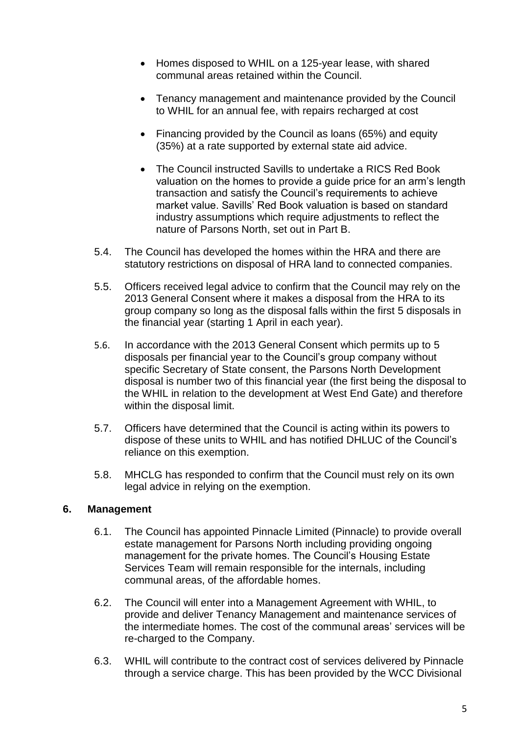- Homes disposed to WHIL on a 125-year lease, with shared communal areas retained within the Council.
- Tenancy management and maintenance provided by the Council to WHIL for an annual fee, with repairs recharged at cost
- Financing provided by the Council as loans (65%) and equity (35%) at a rate supported by external state aid advice.
- The Council instructed Savills to undertake a RICS Red Book valuation on the homes to provide a guide price for an arm's length transaction and satisfy the Council's requirements to achieve market value. Savills' Red Book valuation is based on standard industry assumptions which require adjustments to reflect the nature of Parsons North, set out in Part B.

5.4. The Council has developed the homes within the HRA and there are statutory restrictions on disposal of HRA land to connected companies.

5.5. Officers received legal advice to confirm that the Council may rely on the 2013 General Consent where it makes a disposal from the HRA to its group company so long as the disposal falls within the first 5 disposals in the financial year (starting 1 April in each year).

5.6. In accordance with the 2013 General Consent which permits up to 5 disposals per financial year to the Council's group company without specific Secretary of State consent, the Parsons North Development disposal is number two of this financial year (the first being the disposal to the WHIL in relation to the development at West End Gate) and therefore within the disposal limit.

5.7. Officers have determined that the Council is acting within its powers to dispose of these units to WHIL and has notified DHLUC of the Council's reliance on this exemption.

5.8. MHCLG has responded to confirm that the Council must rely on its own legal advice in relying on the exemption.

## 6. Management

6.1. The Council has appointed Pinnacle Limited (Pinnacle) to provide overall estate management for Parsons North including providing ongoing management for the private homes. The Council's Housing Estate Services Team will remain responsible for the internals, including communal areas, of the affordable homes.

6.2. The Council will enter into a Management Agreement with WHIL, to provide and deliver Tenancy Management and maintenance services of the intermediate homes. The cost of the communal areas' services will be re-charged to the Company.

6.3. WHIL will contribute to the contract cost of services delivered by Pinnacle through a service charge. This has been provided by the WCC Divisional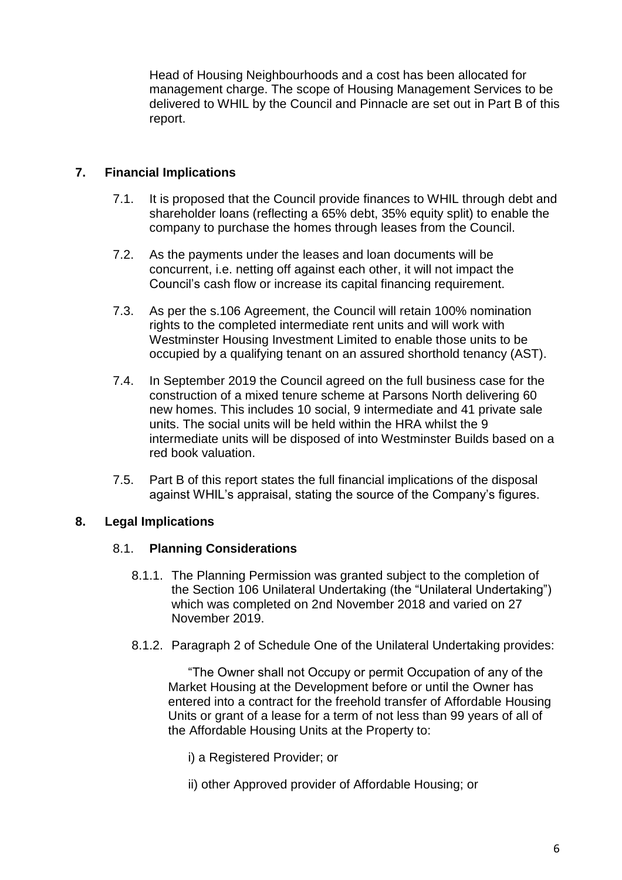Head of Housing Neighbourhoods and a cost has been allocated for management charge. The scope of Housing Management Services to be delivered to WHIL by the Council and Pinnacle are set out in Part B of this report.

## 7. Financial Implications

7.1. It is proposed that the Council provide finances to WHIL through debt and shareholder loans (reflecting a 65% debt, 35% equity split) to enable the company to purchase the homes through leases from the Council.

7.2. As the payments under the leases and loan documents will be concurrent, i.e. netting off against each other, it will not impact the Council's cash flow or increase its capital financing requirement.

7.3. As per the s.106 Agreement, the Council will retain 100% nomination rights to the completed intermediate rent units and will work with Westminster Housing Investment Limited to enable those units to be occupied by a qualifying tenant on an assured shorthold tenancy (AST).

7.4. In September 2019 the Council agreed on the full business case for the construction of a mixed tenure scheme at Parsons North delivering 60 new homes. This includes 10 social, 9 intermediate and 41 private sale units. The social units will be held within the HRA whilst the 9 intermediate units will be disposed of into Westminster Builds based on a red book valuation.

7.5. Part B of this report states the full financial implications of the disposal against WHIL's appraisal, stating the source of the Company's figures.

## 8. Legal Implications

### 8.1. Planning Considerations

8.1.1. The Planning Permission was granted subject to the completion of the Section 106 Unilateral Undertaking (the "Unilateral Undertaking") which was completed on 2nd November 2018 and varied on 27 November 2019.

8.1.2. Paragraph 2 of Schedule One of the Unilateral Undertaking provides:

> "The Owner shall not Occupy or permit Occupation of any of the Market Housing at the Development before or until the Owner has entered into a contract for the freehold transfer of Affordable Housing Units or grant of a lease for a term of not less than 99 years of all of the Affordable Housing Units at the Property to:
>
> i) a Registered Provider; or
>
> ii) other Approved provider of Affordable Housing; or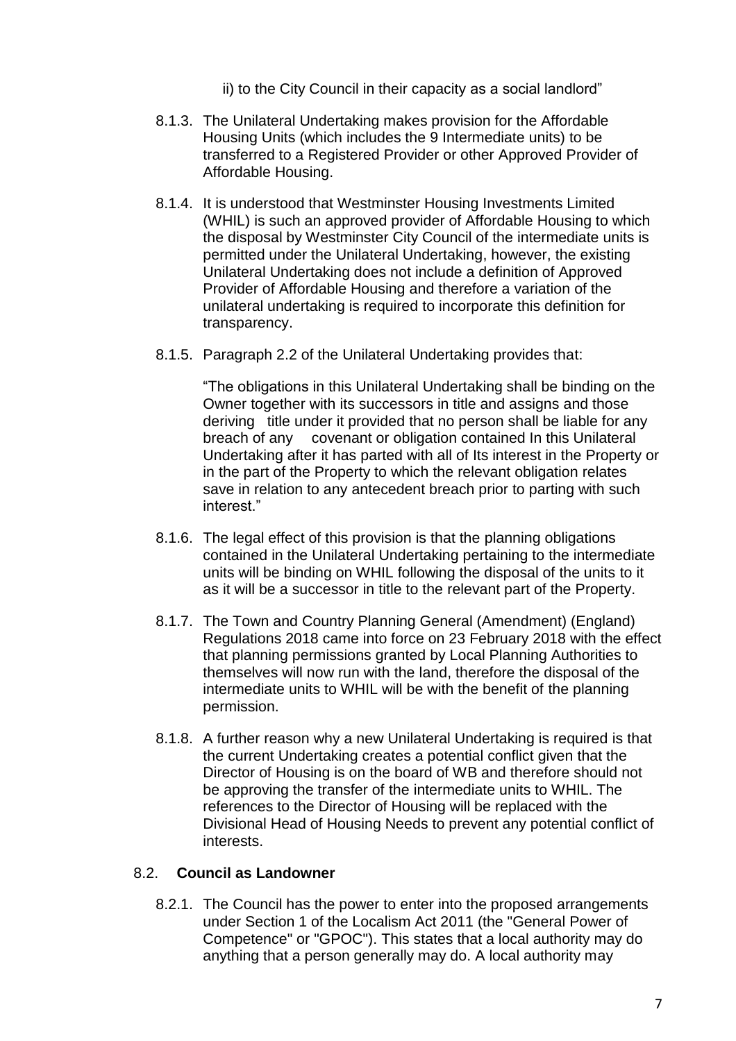ii) to the City Council in their capacity as a social landlord"

8.1.3. The Unilateral Undertaking makes provision for the Affordable Housing Units (which includes the 9 Intermediate units) to be transferred to a Registered Provider or other Approved Provider of Affordable Housing.

8.1.4. It is understood that Westminster Housing Investments Limited (WHIL) is such an approved provider of Affordable Housing to which the disposal by Westminster City Council of the intermediate units is permitted under the Unilateral Undertaking, however, the existing Unilateral Undertaking does not include a definition of Approved Provider of Affordable Housing and therefore a variation of the unilateral undertaking is required to incorporate this definition for transparency.

8.1.5. Paragraph 2.2 of the Unilateral Undertaking provides that:

"The obligations in this Unilateral Undertaking shall be binding on the Owner together with its successors in title and assigns and those deriving title under it provided that no person shall be liable for any breach of any covenant or obligation contained In this Unilateral Undertaking after it has parted with all of Its interest in the Property or in the part of the Property to which the relevant obligation relates save in relation to any antecedent breach prior to parting with such interest."

8.1.6. The legal effect of this provision is that the planning obligations contained in the Unilateral Undertaking pertaining to the intermediate units will be binding on WHIL following the disposal of the units to it as it will be a successor in title to the relevant part of the Property.

8.1.7. The Town and Country Planning General (Amendment) (England) Regulations 2018 came into force on 23 February 2018 with the effect that planning permissions granted by Local Planning Authorities to themselves will now run with the land, therefore the disposal of the intermediate units to WHIL will be with the benefit of the planning permission.

8.1.8. A further reason why a new Unilateral Undertaking is required is that the current Undertaking creates a potential conflict given that the Director of Housing is on the board of WB and therefore should not be approving the transfer of the intermediate units to WHIL. The references to the Director of Housing will be replaced with the Divisional Head of Housing Needs to prevent any potential conflict of interests.

### 8.2. **Council as Landowner**

8.2.1. The Council has the power to enter into the proposed arrangements under Section 1 of the Localism Act 2011 (the "General Power of Competence" or "GPOC"). This states that a local authority may do anything that a person generally may do. A local authority may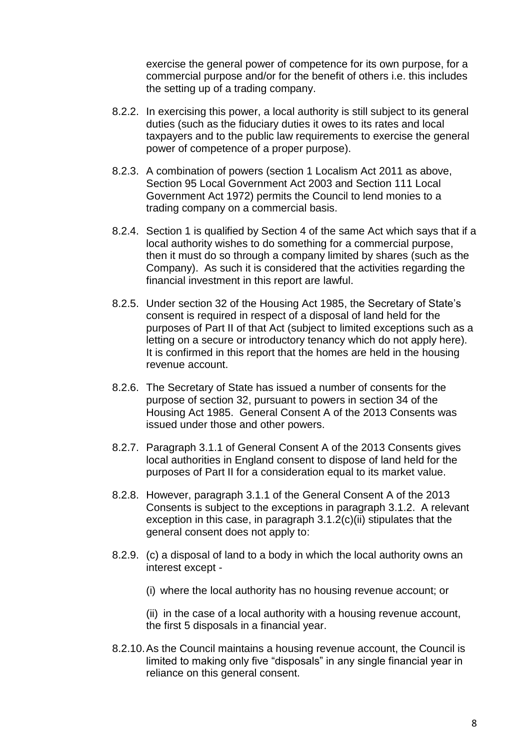exercise the general power of competence for its own purpose, for a commercial purpose and/or for the benefit of others i.e. this includes the setting up of a trading company.

8.2.2. In exercising this power, a local authority is still subject to its general duties (such as the fiduciary duties it owes to its rates and local taxpayers and to the public law requirements to exercise the general power of competence of a proper purpose).

8.2.3. A combination of powers (section 1 Localism Act 2011 as above, Section 95 Local Government Act 2003 and Section 111 Local Government Act 1972) permits the Council to lend monies to a trading company on a commercial basis.

8.2.4. Section 1 is qualified by Section 4 of the same Act which says that if a local authority wishes to do something for a commercial purpose, then it must do so through a company limited by shares (such as the Company). As such it is considered that the activities regarding the financial investment in this report are lawful.

8.2.5. Under section 32 of the Housing Act 1985, the Secretary of State's consent is required in respect of a disposal of land held for the purposes of Part II of that Act (subject to limited exceptions such as a letting on a secure or introductory tenancy which do not apply here). It is confirmed in this report that the homes are held in the housing revenue account.

8.2.6. The Secretary of State has issued a number of consents for the purpose of section 32, pursuant to powers in section 34 of the Housing Act 1985. General Consent A of the 2013 Consents was issued under those and other powers.

8.2.7. Paragraph 3.1.1 of General Consent A of the 2013 Consents gives local authorities in England consent to dispose of land held for the purposes of Part II for a consideration equal to its market value.

8.2.8. However, paragraph 3.1.1 of the General Consent A of the 2013 Consents is subject to the exceptions in paragraph 3.1.2. A relevant exception in this case, in paragraph 3.1.2(c)(ii) stipulates that the general consent does not apply to:

8.2.9. (c) a disposal of land to a body in which the local authority owns an interest except -

(i) where the local authority has no housing revenue account; or

(ii) in the case of a local authority with a housing revenue account, the first 5 disposals in a financial year.

8.2.10. As the Council maintains a housing revenue account, the Council is limited to making only five "disposals" in any single financial year in reliance on this general consent.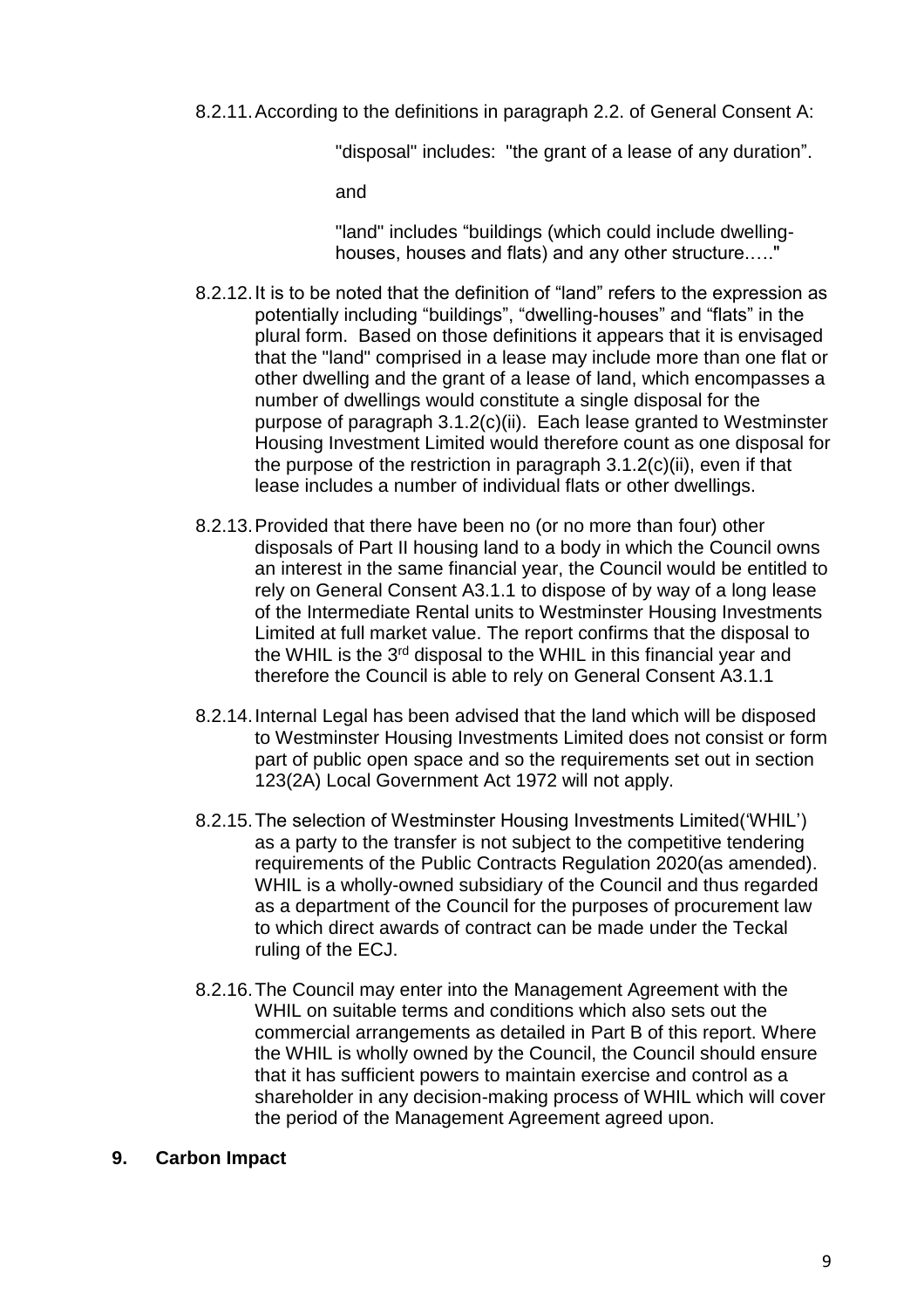8.2.11. According to the definitions in paragraph 2.2. of General Consent A:

> "disposal" includes: "the grant of a lease of any duration".
>
> and
>
> "land" includes "buildings (which could include dwelling-houses, houses and flats) and any other structure….."

8.2.12. It is to be noted that the definition of "land" refers to the expression as potentially including "buildings", "dwelling-houses" and "flats" in the plural form. Based on those definitions it appears that it is envisaged that the "land" comprised in a lease may include more than one flat or other dwelling and the grant of a lease of land, which encompasses a number of dwellings would constitute a single disposal for the purpose of paragraph 3.1.2(c)(ii). Each lease granted to Westminster Housing Investment Limited would therefore count as one disposal for the purpose of the restriction in paragraph 3.1.2(c)(ii), even if that lease includes a number of individual flats or other dwellings.

8.2.13. Provided that there have been no (or no more than four) other disposals of Part II housing land to a body in which the Council owns an interest in the same financial year, the Council would be entitled to rely on General Consent A3.1.1 to dispose of by way of a long lease of the Intermediate Rental units to Westminster Housing Investments Limited at full market value. The report confirms that the disposal to the WHIL is the 3rd disposal to the WHIL in this financial year and therefore the Council is able to rely on General Consent A3.1.1

8.2.14. Internal Legal has been advised that the land which will be disposed to Westminster Housing Investments Limited does not consist or form part of public open space and so the requirements set out in section 123(2A) Local Government Act 1972 will not apply.

8.2.15. The selection of Westminster Housing Investments Limited('WHIL') as a party to the transfer is not subject to the competitive tendering requirements of the Public Contracts Regulation 2020(as amended). WHIL is a wholly-owned subsidiary of the Council and thus regarded as a department of the Council for the purposes of procurement law to which direct awards of contract can be made under the Teckal ruling of the ECJ.

8.2.16. The Council may enter into the Management Agreement with the WHIL on suitable terms and conditions which also sets out the commercial arrangements as detailed in Part B of this report. Where the WHIL is wholly owned by the Council, the Council should ensure that it has sufficient powers to maintain exercise and control as a shareholder in any decision-making process of WHIL which will cover the period of the Management Agreement agreed upon.

## 9. Carbon Impact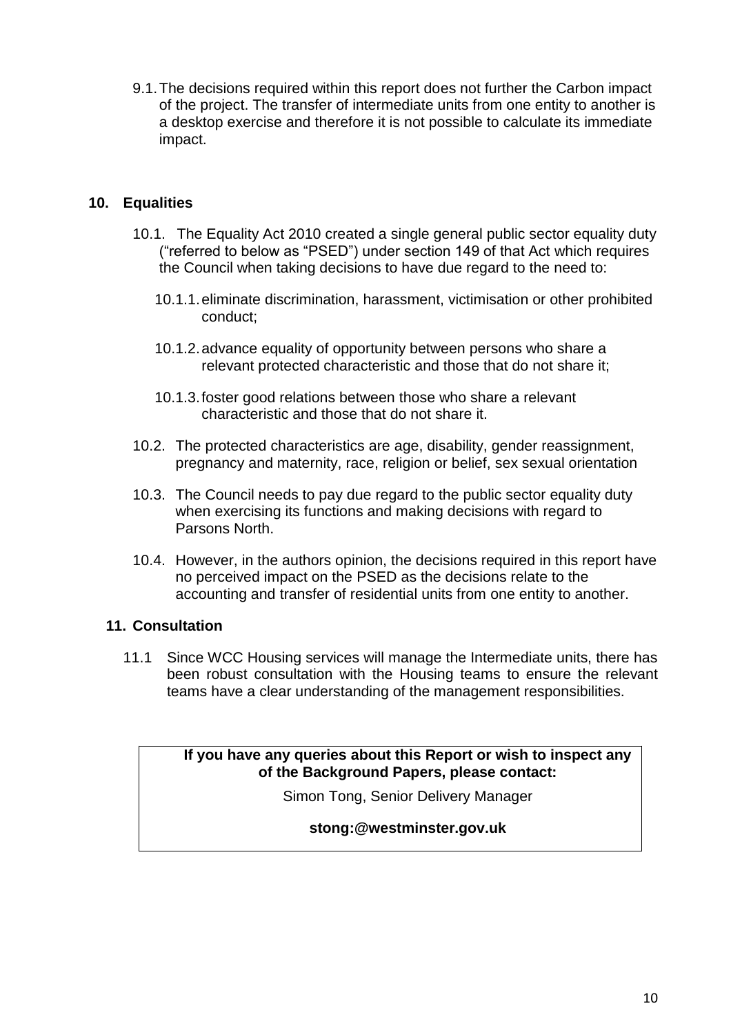9.1. The decisions required within this report does not further the Carbon impact of the project. The transfer of intermediate units from one entity to another is a desktop exercise and therefore it is not possible to calculate its immediate impact.

## 10. Equalities

10.1. The Equality Act 2010 created a single general public sector equality duty ("referred to below as "PSED") under section 149 of that Act which requires the Council when taking decisions to have due regard to the need to:

10.1.1. eliminate discrimination, harassment, victimisation or other prohibited conduct;

10.1.2. advance equality of opportunity between persons who share a relevant protected characteristic and those that do not share it;

10.1.3. foster good relations between those who share a relevant characteristic and those that do not share it.

10.2. The protected characteristics are age, disability, gender reassignment, pregnancy and maternity, race, religion or belief, sex sexual orientation

10.3. The Council needs to pay due regard to the public sector equality duty when exercising its functions and making decisions with regard to Parsons North.

10.4. However, in the authors opinion, the decisions required in this report have no perceived impact on the PSED as the decisions relate to the accounting and transfer of residential units from one entity to another.

## 11. Consultation

11.1 Since WCC Housing services will manage the Intermediate units, there has been robust consultation with the Housing teams to ensure the relevant teams have a clear understanding of the management responsibilities.

**If you have any queries about this Report or wish to inspect any of the Background Papers, please contact:**

Simon Tong, Senior Delivery Manager

**stong:@westminster.gov.uk**